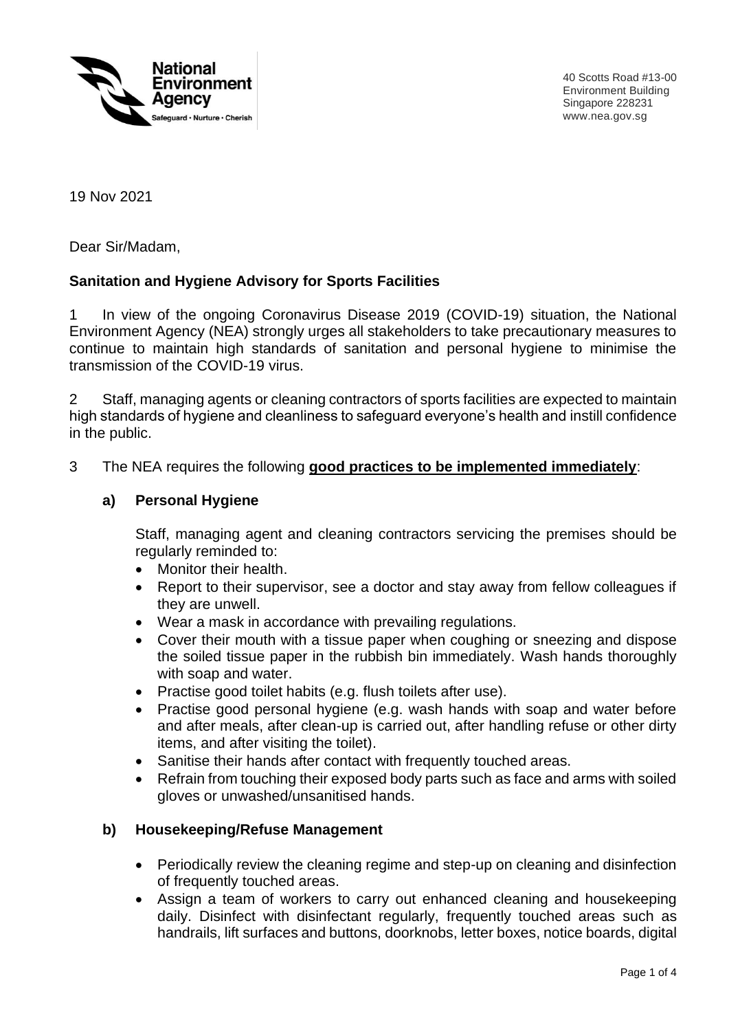National Environment Agency
Safeguard • Nurture • Cherish

40 Scotts Road #13-00
Environment Building
Singapore 228231
www.nea.gov.sg

19 Nov 2021

Dear Sir/Madam,

**Sanitation and Hygiene Advisory for Sports Facilities**

1 In view of the ongoing Coronavirus Disease 2019 (COVID-19) situation, the National Environment Agency (NEA) strongly urges all stakeholders to take precautionary measures to continue to maintain high standards of sanitation and personal hygiene to minimise the transmission of the COVID-19 virus.

2 Staff, managing agents or cleaning contractors of sports facilities are expected to maintain high standards of hygiene and cleanliness to safeguard everyone's health and instill confidence in the public.

3 The NEA requires the following **good practices to be implemented immediately**:

**a) Personal Hygiene**

Staff, managing agent and cleaning contractors servicing the premises should be regularly reminded to:

- Monitor their health.
- Report to their supervisor, see a doctor and stay away from fellow colleagues if they are unwell.
- Wear a mask in accordance with prevailing regulations.
- Cover their mouth with a tissue paper when coughing or sneezing and dispose the soiled tissue paper in the rubbish bin immediately. Wash hands thoroughly with soap and water.
- Practise good toilet habits (e.g. flush toilets after use).
- Practise good personal hygiene (e.g. wash hands with soap and water before and after meals, after clean-up is carried out, after handling refuse or other dirty items, and after visiting the toilet).
- Sanitise their hands after contact with frequently touched areas.
- Refrain from touching their exposed body parts such as face and arms with soiled gloves or unwashed/unsanitised hands.

**b) Housekeeping/Refuse Management**

- Periodically review the cleaning regime and step-up on cleaning and disinfection of frequently touched areas.
- Assign a team of workers to carry out enhanced cleaning and housekeeping daily. Disinfect with disinfectant regularly, frequently touched areas such as handrails, lift surfaces and buttons, doorknobs, letter boxes, notice boards, digital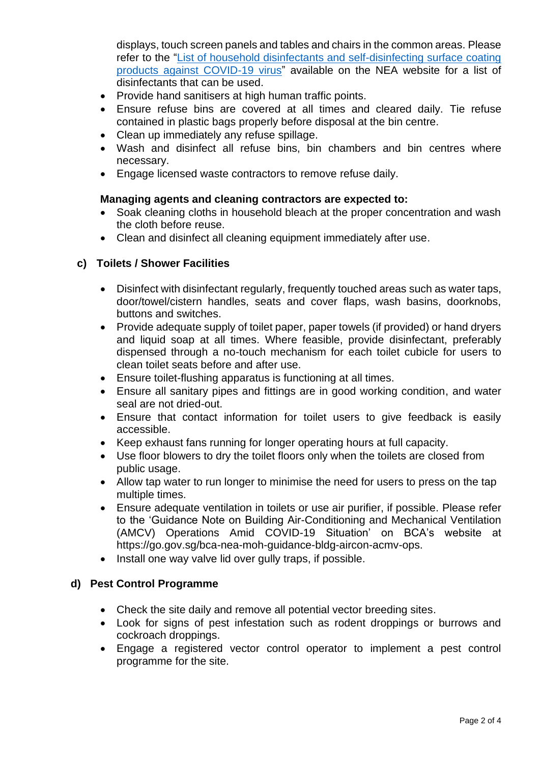displays, touch screen panels and tables and chairs in the common areas. Please refer to the "List of household disinfectants and self-disinfecting surface coating products against COVID-19 virus" available on the NEA website for a list of disinfectants that can be used.

- Provide hand sanitisers at high human traffic points.
- Ensure refuse bins are covered at all times and cleared daily. Tie refuse contained in plastic bags properly before disposal at the bin centre.
- Clean up immediately any refuse spillage.
- Wash and disinfect all refuse bins, bin chambers and bin centres where necessary.
- Engage licensed waste contractors to remove refuse daily.

**Managing agents and cleaning contractors are expected to:**

- Soak cleaning cloths in household bleach at the proper concentration and wash the cloth before reuse.
- Clean and disinfect all cleaning equipment immediately after use.

**c) Toilets / Shower Facilities**

- Disinfect with disinfectant regularly, frequently touched areas such as water taps, door/towel/cistern handles, seats and cover flaps, wash basins, doorknobs, buttons and switches.
- Provide adequate supply of toilet paper, paper towels (if provided) or hand dryers and liquid soap at all times. Where feasible, provide disinfectant, preferably dispensed through a no-touch mechanism for each toilet cubicle for users to clean toilet seats before and after use.
- Ensure toilet-flushing apparatus is functioning at all times.
- Ensure all sanitary pipes and fittings are in good working condition, and water seal are not dried-out.
- Ensure that contact information for toilet users to give feedback is easily accessible.
- Keep exhaust fans running for longer operating hours at full capacity.
- Use floor blowers to dry the toilet floors only when the toilets are closed from public usage.
- Allow tap water to run longer to minimise the need for users to press on the tap multiple times.
- Ensure adequate ventilation in toilets or use air purifier, if possible. Please refer to the 'Guidance Note on Building Air-Conditioning and Mechanical Ventilation (AMCV) Operations Amid COVID-19 Situation' on BCA's website at https://go.gov.sg/bca-nea-moh-guidance-bldg-aircon-acmv-ops.
- Install one way valve lid over gully traps, if possible.

**d) Pest Control Programme**

- Check the site daily and remove all potential vector breeding sites.
- Look for signs of pest infestation such as rodent droppings or burrows and cockroach droppings.
- Engage a registered vector control operator to implement a pest control programme for the site.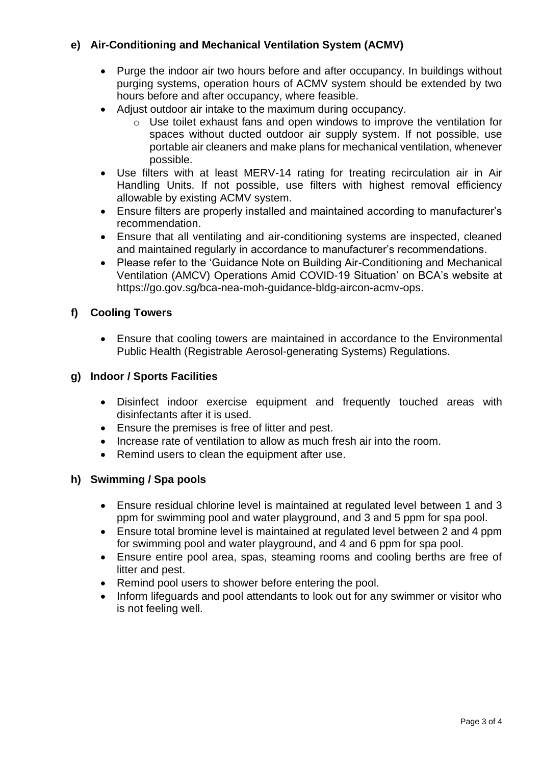#### e) Air-Conditioning and Mechanical Ventilation System (ACMV)

- Purge the indoor air two hours before and after occupancy. In buildings without purging systems, operation hours of ACMV system should be extended by two hours before and after occupancy, where feasible.
- Adjust outdoor air intake to the maximum during occupancy.
    - Use toilet exhaust fans and open windows to improve the ventilation for spaces without ducted outdoor air supply system. If not possible, use portable air cleaners and make plans for mechanical ventilation, whenever possible.
- Use filters with at least MERV-14 rating for treating recirculation air in Air Handling Units. If not possible, use filters with highest removal efficiency allowable by existing ACMV system.
- Ensure filters are properly installed and maintained according to manufacturer's recommendation.
- Ensure that all ventilating and air-conditioning systems are inspected, cleaned and maintained regularly in accordance to manufacturer's recommendations.
- Please refer to the 'Guidance Note on Building Air-Conditioning and Mechanical Ventilation (AMCV) Operations Amid COVID-19 Situation' on BCA's website at https://go.gov.sg/bca-nea-moh-guidance-bldg-aircon-acmv-ops.

#### f) Cooling Towers

- Ensure that cooling towers are maintained in accordance to the Environmental Public Health (Registrable Aerosol-generating Systems) Regulations.

#### g) Indoor / Sports Facilities

- Disinfect indoor exercise equipment and frequently touched areas with disinfectants after it is used.
- Ensure the premises is free of litter and pest.
- Increase rate of ventilation to allow as much fresh air into the room.
- Remind users to clean the equipment after use.

#### h) Swimming / Spa pools

- Ensure residual chlorine level is maintained at regulated level between 1 and 3 ppm for swimming pool and water playground, and 3 and 5 ppm for spa pool.
- Ensure total bromine level is maintained at regulated level between 2 and 4 ppm for swimming pool and water playground, and 4 and 6 ppm for spa pool.
- Ensure entire pool area, spas, steaming rooms and cooling berths are free of litter and pest.
- Remind pool users to shower before entering the pool.
- Inform lifeguards and pool attendants to look out for any swimmer or visitor who is not feeling well.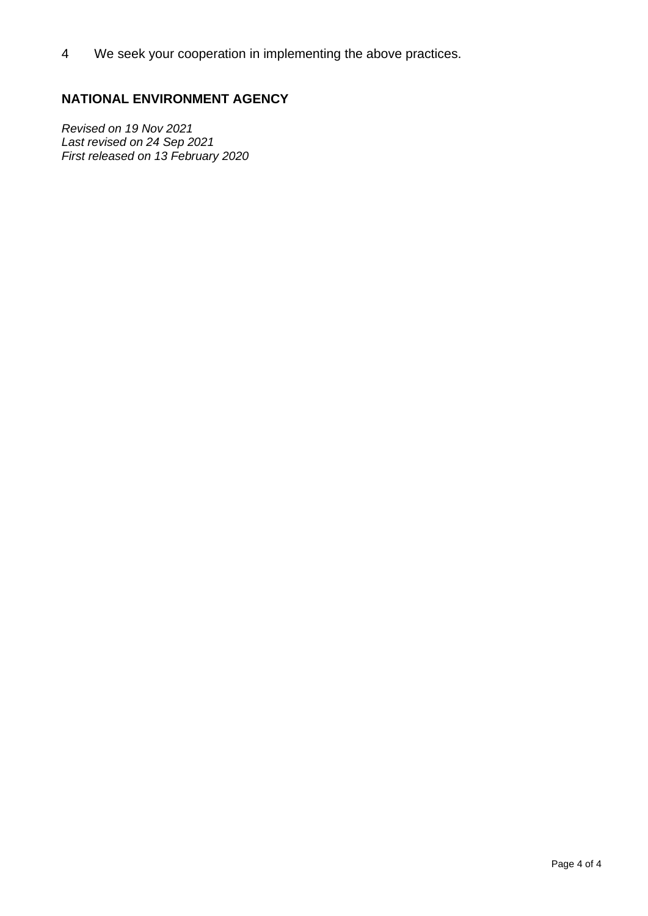4 We seek your cooperation in implementing the above practices.

**NATIONAL ENVIRONMENT AGENCY**

*Revised on 19 Nov 2021*
*Last revised on 24 Sep 2021*
*First released on 13 February 2020*